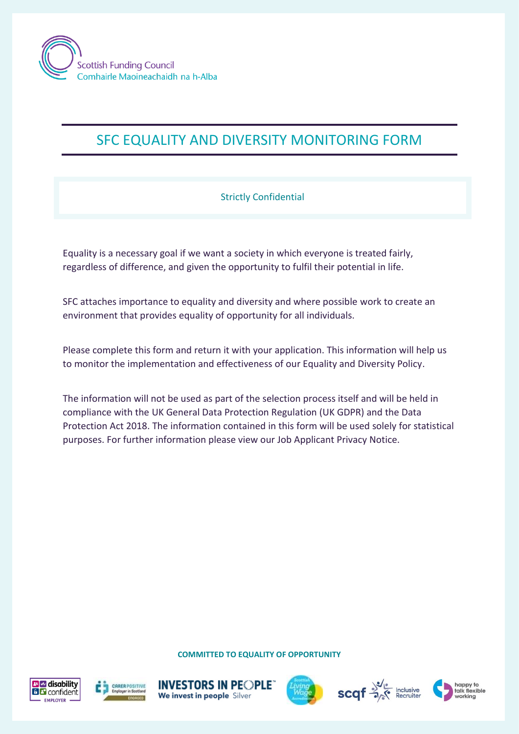Scottish Funding Council
Comhairle Maoineachaidh na h-Alba

# SFC EQUALITY AND DIVERSITY MONITORING FORM

Strictly Confidential

Equality is a necessary goal if we want a society in which everyone is treated fairly, regardless of difference, and given the opportunity to fulfil their potential in life.

SFC attaches importance to equality and diversity and where possible work to create an environment that provides equality of opportunity for all individuals.

Please complete this form and return it with your application. This information will help us to monitor the implementation and effectiveness of our Equality and Diversity Policy.

The information will not be used as part of the selection process itself and will be held in compliance with the UK General Data Protection Regulation (UK GDPR) and the Data Protection Act 2018. The information contained in this form will be used solely for statistical purposes. For further information please view our Job Applicant Privacy Notice.

**COMMITTED TO EQUALITY OF OPPORTUNITY**

disability confident EMPLOYER | CARER POSITIVE Employer in Scotland ENGAGED | INVESTORS IN PEOPLE We invest in people Silver | Scottish Living Wage Accreditation | scqf Inclusive Recruiter | happy to talk flexible working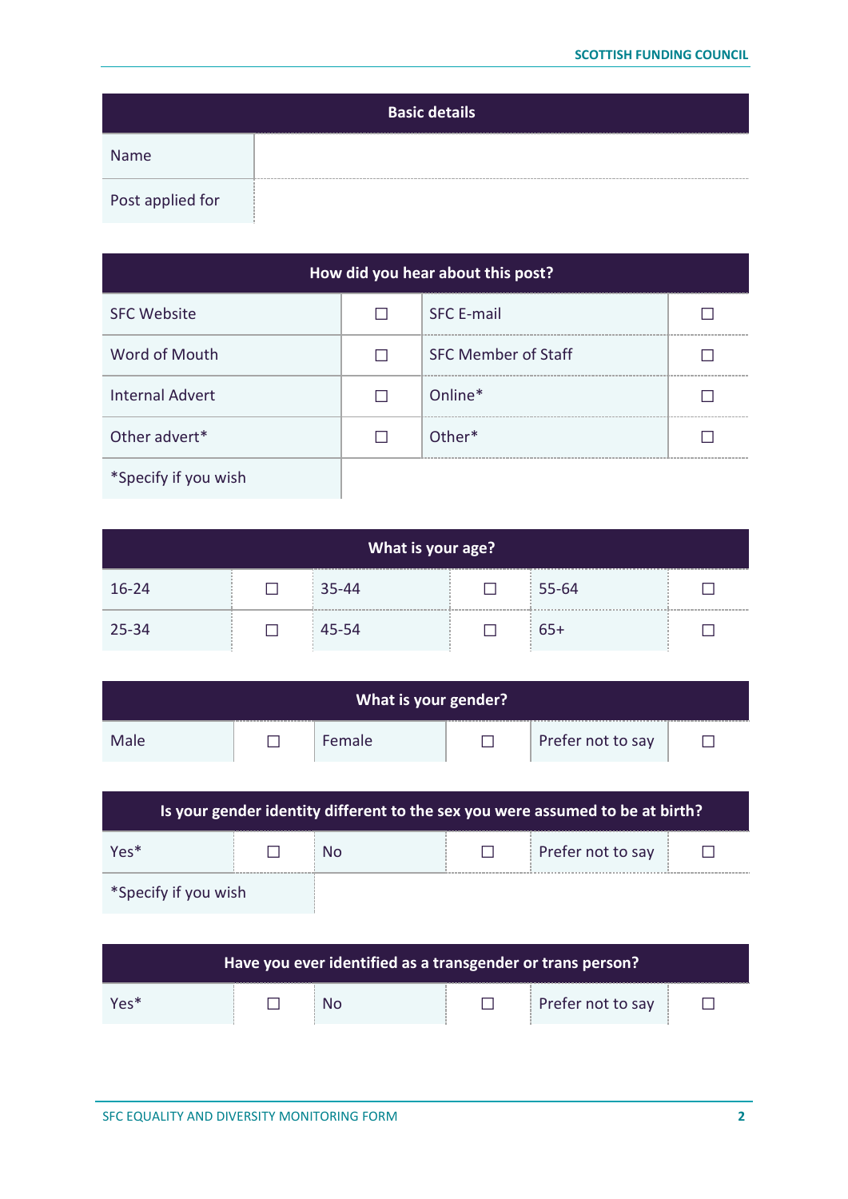| Basic details | |
|---|---|
| Name | |
| Post applied for | |

| How did you hear about this post? | | | |
|---|---|---|---|
| SFC Website | ☐ | SFC E-mail | ☐ |
| Word of Mouth | ☐ | SFC Member of Staff | ☐ |
| Internal Advert | ☐ | Online* | ☐ |
| Other advert* | ☐ | Other* | ☐ |
| *Specify if you wish | | | |

| What is your age? | | | | | |
|---|---|---|---|---|---|
| 16-24 | ☐ | 35-44 | ☐ | 55-64 | ☐ |
| 25-34 | ☐ | 45-54 | ☐ | 65+ | ☐ |

| What is your gender? | | | | | |
|---|---|---|---|---|---|
| Male | ☐ | Female | ☐ | Prefer not to say | ☐ |

| Is your gender identity different to the sex you were assumed to be at birth? | | | | | |
|---|---|---|---|---|---|
| Yes* | ☐ | No | ☐ | Prefer not to say | ☐ |
| *Specify if you wish | | | | | |

| Have you ever identified as a transgender or trans person? | | | | | |
|---|---|---|---|---|---|
| Yes* | ☐ | No | ☐ | Prefer not to say | ☐ |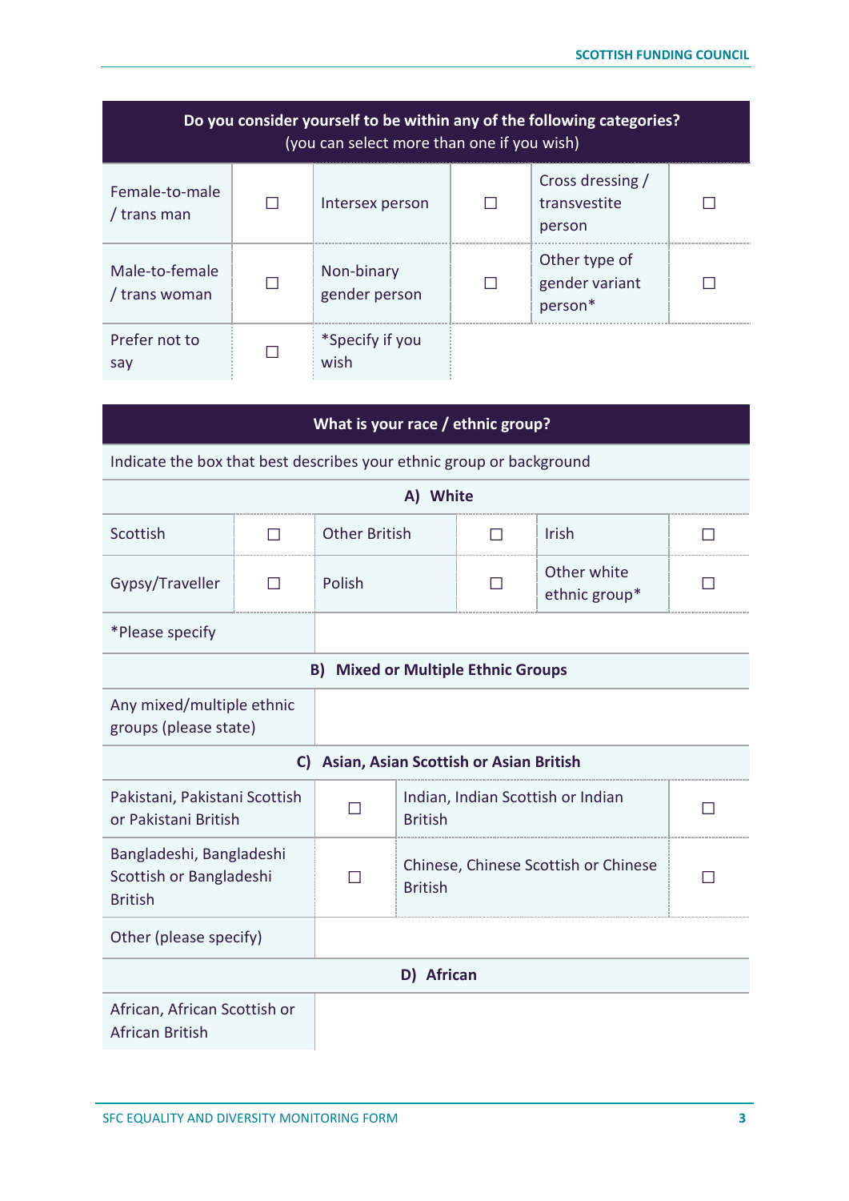| Do you consider yourself to be within any of the following categories? (you can select more than one if you wish) | | | | | |
|---|---|---|---|---|---|
| Female-to-male / trans man | ☐ | Intersex person | ☐ | Cross dressing / transvestite person | ☐ |
| Male-to-female / trans woman | ☐ | Non-binary gender person | ☐ | Other type of gender variant person* | ☐ |
| Prefer not to say | ☐ | *Specify if you wish | | | |

| What is your race / ethnic group? | | | | | |
|---|---|---|---|---|---|
| Indicate the box that best describes your ethnic group or background | | | | | |
| **A) White** | | | | | |
| Scottish | ☐ | Other British | ☐ | Irish | ☐ |
| Gypsy/Traveller | ☐ | Polish | ☐ | Other white ethnic group* | ☐ |
| *Please specify | | | | | |
| **B) Mixed or Multiple Ethnic Groups** | | | | | |
| Any mixed/multiple ethnic groups (please state) | | | | | |
| **C) Asian, Asian Scottish or Asian British** | | | | | |
| Pakistani, Pakistani Scottish or Pakistani British | ☐ | Indian, Indian Scottish or Indian British | ☐ | | |
| Bangladeshi, Bangladeshi Scottish or Bangladeshi British | ☐ | Chinese, Chinese Scottish or Chinese British | ☐ | | |
| Other (please specify) | | | | | |
| **D) African** | | | | | |
| African, African Scottish or African British | | | | | |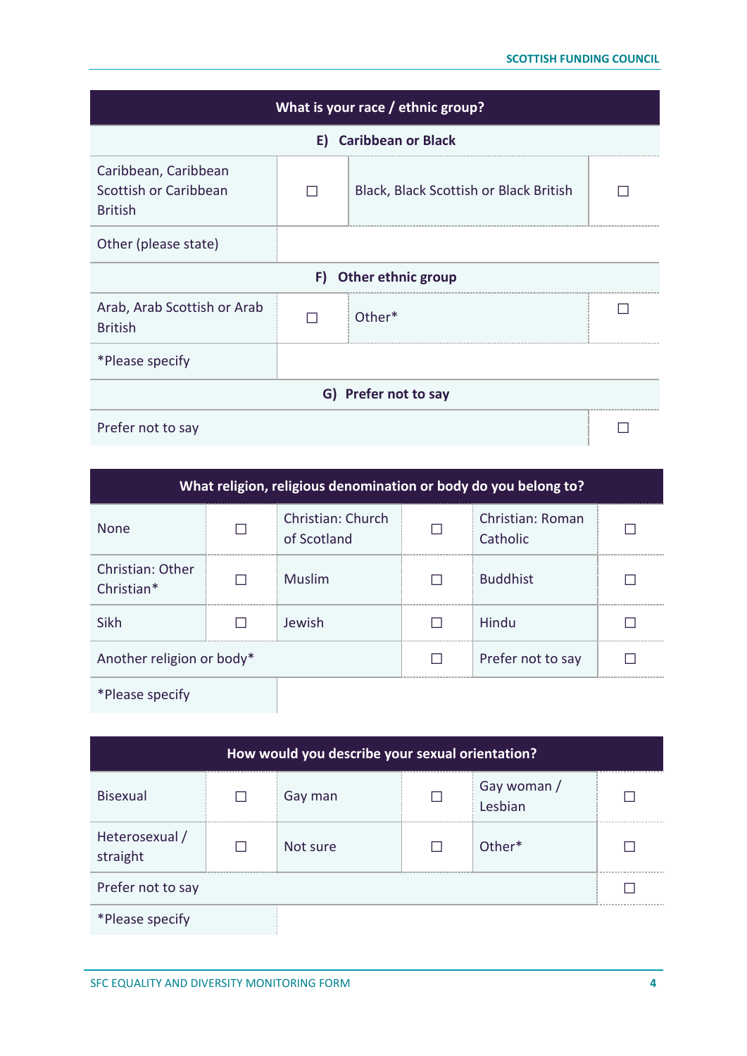| What is your race / ethnic group? | | | |
|---|---|---|---|
| **E) Caribbean or Black** | | | |
| Caribbean, Caribbean Scottish or Caribbean British | ☐ | Black, Black Scottish or Black British | ☐ |
| Other (please state) | | | |
| **F) Other ethnic group** | | | |
| Arab, Arab Scottish or Arab British | ☐ | Other* | ☐ |
| *Please specify | | | |
| **G) Prefer not to say** | | | |
| Prefer not to say | | | ☐ |

| What religion, religious denomination or body do you belong to? | | | | | |
|---|---|---|---|---|---|
| None | ☐ | Christian: Church of Scotland | ☐ | Christian: Roman Catholic | ☐ |
| Christian: Other Christian* | ☐ | Muslim | ☐ | Buddhist | ☐ |
| Sikh | ☐ | Jewish | ☐ | Hindu | ☐ |
| Another religion or body* | | | ☐ | Prefer not to say | ☐ |
| *Please specify | | | | | |

| How would you describe your sexual orientation? | | | | | |
|---|---|---|---|---|---|
| Bisexual | ☐ | Gay man | ☐ | Gay woman / Lesbian | ☐ |
| Heterosexual / straight | ☐ | Not sure | ☐ | Other* | ☐ |
| Prefer not to say | | | | | ☐ |
| *Please specify | | | | | |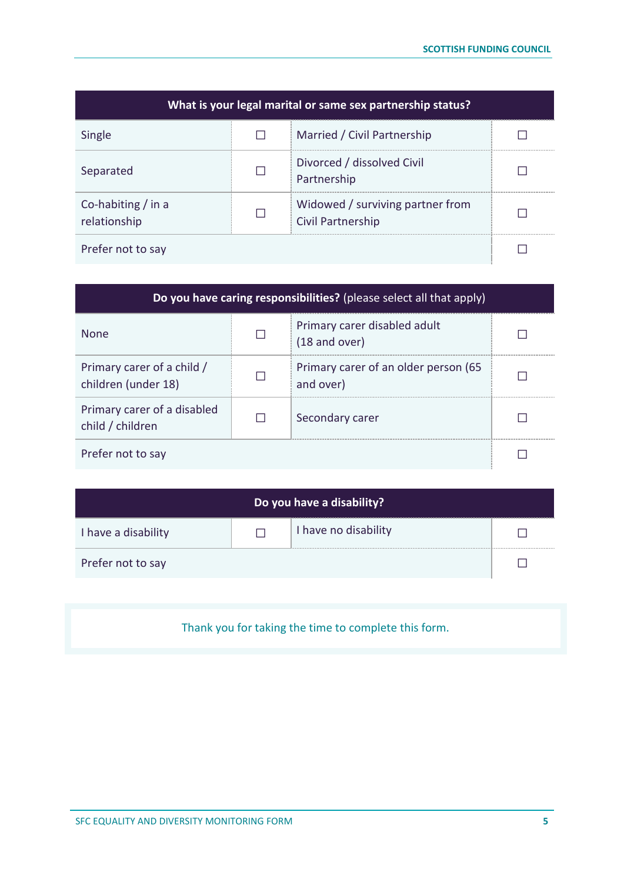| What is your legal marital or same sex partnership status? | | | |
|---|---|---|---|
| Single | ☐ | Married / Civil Partnership | ☐ |
| Separated | ☐ | Divorced / dissolved Civil Partnership | ☐ |
| Co-habiting / in a relationship | ☐ | Widowed / surviving partner from Civil Partnership | ☐ |
| Prefer not to say | | | ☐ |

| **Do you have caring responsibilities?** (please select all that apply) | | | |
|---|---|---|---|
| None | ☐ | Primary carer disabled adult (18 and over) | ☐ |
| Primary carer of a child / children (under 18) | ☐ | Primary carer of an older person (65 and over) | ☐ |
| Primary carer of a disabled child / children | ☐ | Secondary carer | ☐ |
| Prefer not to say | | | ☐ |

| Do you have a disability? | | | |
|---|---|---|---|
| I have a disability | ☐ | I have no disability | ☐ |
| Prefer not to say | | | ☐ |

Thank you for taking the time to complete this form.